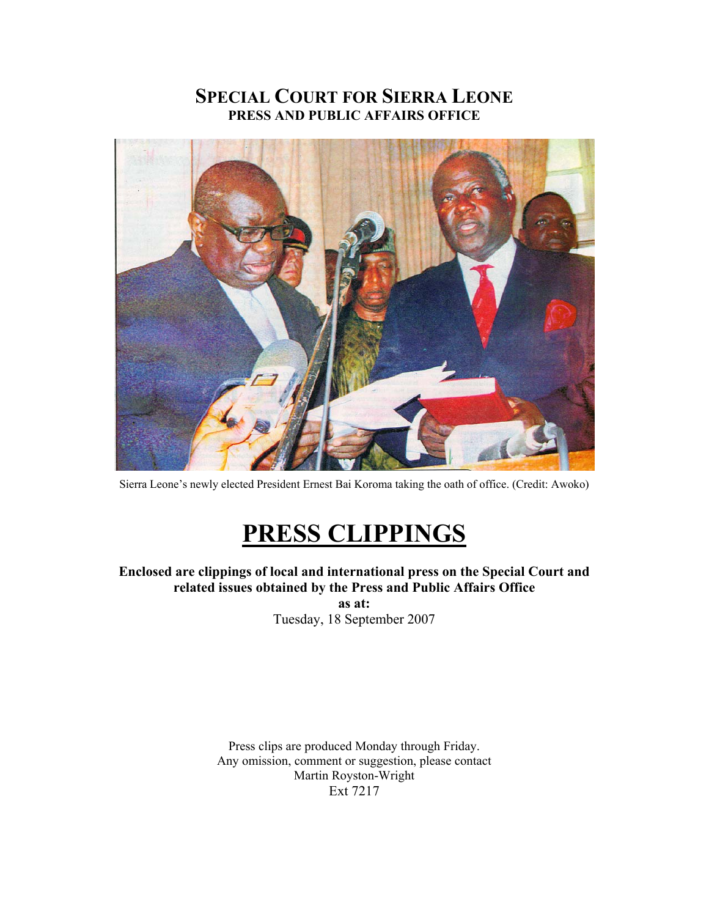# SPECIAL COURT FOR SIERRA LEONE
## PRESS AND PUBLIC AFFAIRS OFFICE

Sierra Leone's newly elected President Ernest Bai Koroma taking the oath of office. (Credit: Awoko)

# PRESS CLIPPINGS

**Enclosed are clippings of local and international press on the Special Court and related issues obtained by the Press and Public Affairs Office**
**as at:**
Tuesday, 18 September 2007

Press clips are produced Monday through Friday.
Any omission, comment or suggestion, please contact
Martin Royston-Wright
Ext 7217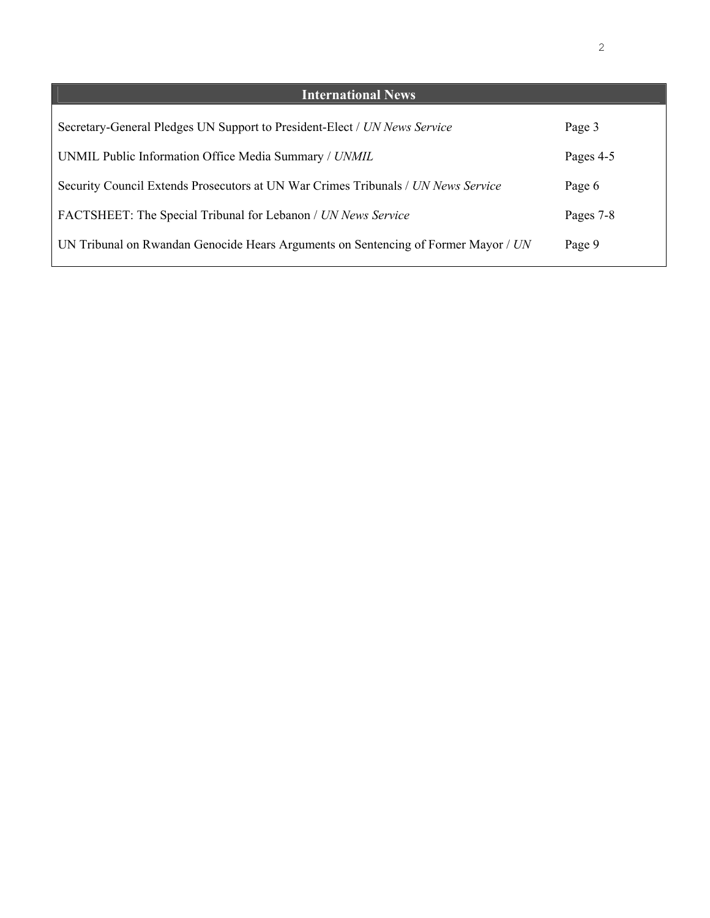## International News

| | |
|---|---|
| Secretary-General Pledges UN Support to President-Elect / *UN News Service* | Page 3 |
| UNMIL Public Information Office Media Summary / *UNMIL* | Pages 4-5 |
| Security Council Extends Prosecutors at UN War Crimes Tribunals / *UN News Service* | Page 6 |
| FACTSHEET: The Special Tribunal for Lebanon / *UN News Service* | Pages 7-8 |
| UN Tribunal on Rwandan Genocide Hears Arguments on Sentencing of Former Mayor / *UN* | Page 9 |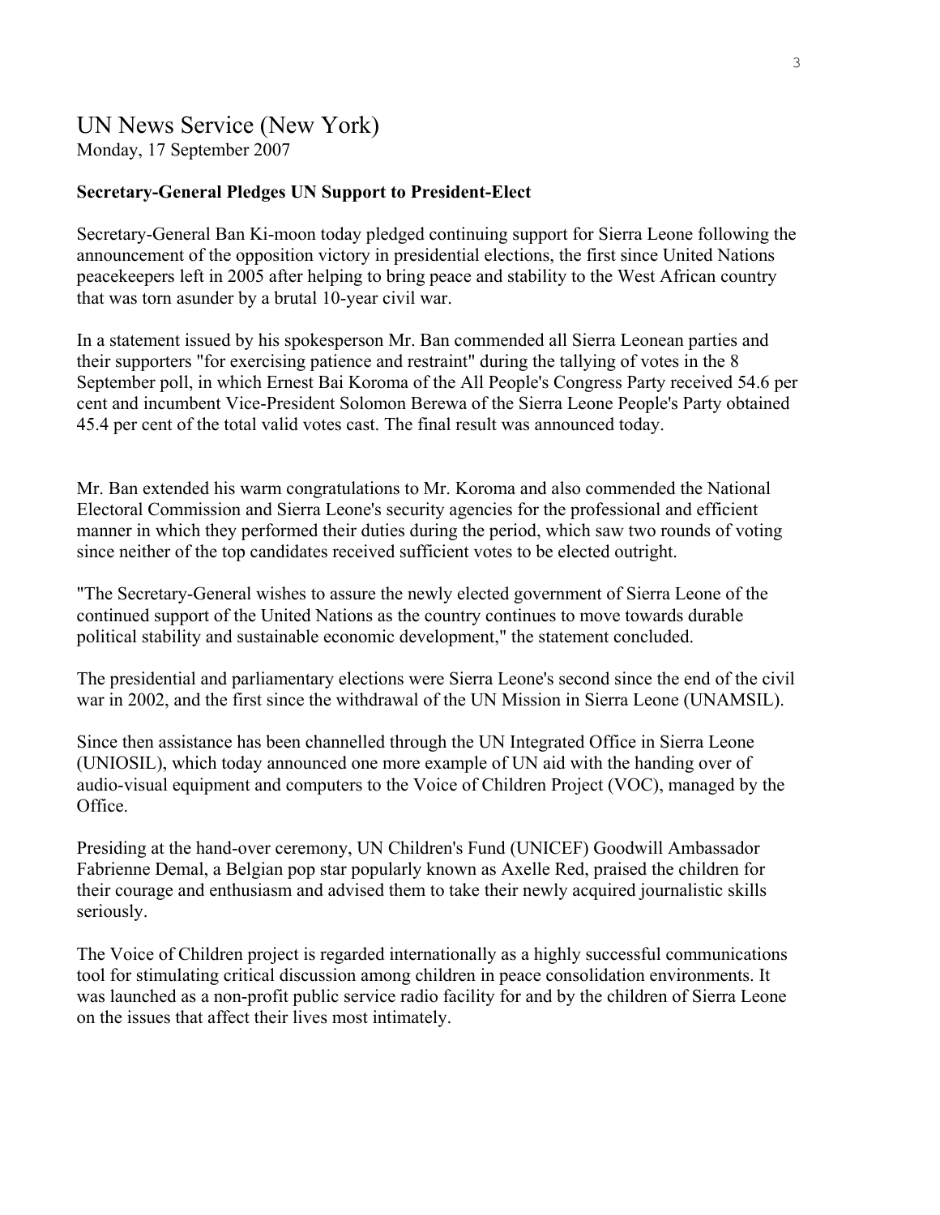## UN News Service (New York)
Monday, 17 September 2007

**Secretary-General Pledges UN Support to President-Elect**

Secretary-General Ban Ki-moon today pledged continuing support for Sierra Leone following the announcement of the opposition victory in presidential elections, the first since United Nations peacekeepers left in 2005 after helping to bring peace and stability to the West African country that was torn asunder by a brutal 10-year civil war.

In a statement issued by his spokesperson Mr. Ban commended all Sierra Leonean parties and their supporters "for exercising patience and restraint" during the tallying of votes in the 8 September poll, in which Ernest Bai Koroma of the All People's Congress Party received 54.6 per cent and incumbent Vice-President Solomon Berewa of the Sierra Leone People's Party obtained 45.4 per cent of the total valid votes cast. The final result was announced today.

Mr. Ban extended his warm congratulations to Mr. Koroma and also commended the National Electoral Commission and Sierra Leone's security agencies for the professional and efficient manner in which they performed their duties during the period, which saw two rounds of voting since neither of the top candidates received sufficient votes to be elected outright.

"The Secretary-General wishes to assure the newly elected government of Sierra Leone of the continued support of the United Nations as the country continues to move towards durable political stability and sustainable economic development," the statement concluded.

The presidential and parliamentary elections were Sierra Leone's second since the end of the civil war in 2002, and the first since the withdrawal of the UN Mission in Sierra Leone (UNAMSIL).

Since then assistance has been channelled through the UN Integrated Office in Sierra Leone (UNIOSIL), which today announced one more example of UN aid with the handing over of audio-visual equipment and computers to the Voice of Children Project (VOC), managed by the Office.

Presiding at the hand-over ceremony, UN Children's Fund (UNICEF) Goodwill Ambassador Fabrienne Demal, a Belgian pop star popularly known as Axelle Red, praised the children for their courage and enthusiasm and advised them to take their newly acquired journalistic skills seriously.

The Voice of Children project is regarded internationally as a highly successful communications tool for stimulating critical discussion among children in peace consolidation environments. It was launched as a non-profit public service radio facility for and by the children of Sierra Leone on the issues that affect their lives most intimately.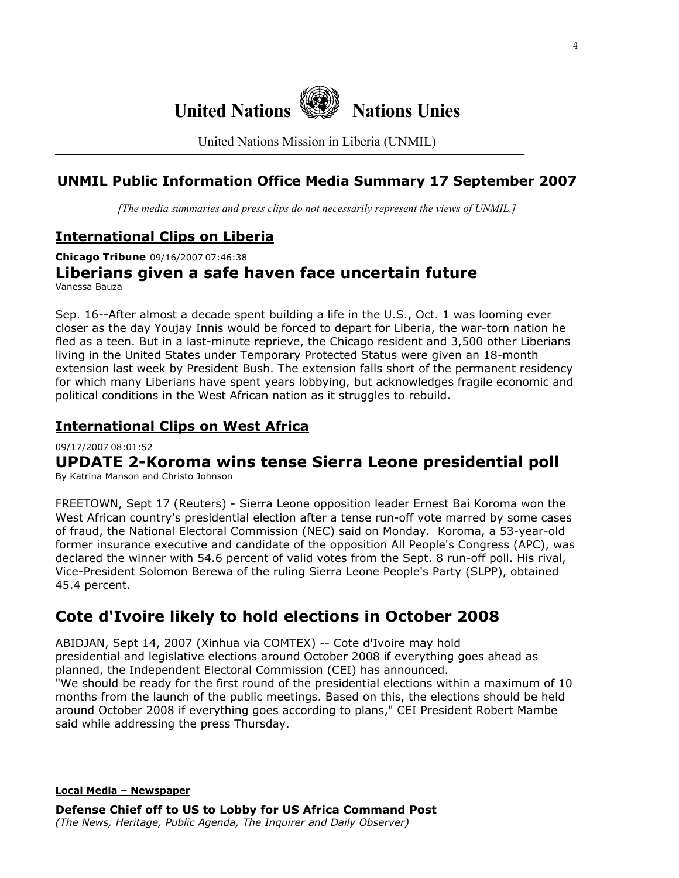# United Nations Nations Unies

United Nations Mission in Liberia (UNMIL)

## UNMIL Public Information Office Media Summary 17 September 2007

*[The media summaries and press clips do not necessarily represent the views of UNMIL.]*

### International Clips on Liberia

**Chicago Tribune** 09/16/2007 07:46:38

### Liberians given a safe haven face uncertain future

Vanessa Bauza

Sep. 16--After almost a decade spent building a life in the U.S., Oct. 1 was looming ever closer as the day Youjay Innis would be forced to depart for Liberia, the war-torn nation he fled as a teen. But in a last-minute reprieve, the Chicago resident and 3,500 other Liberians living in the United States under Temporary Protected Status were given an 18-month extension last week by President Bush. The extension falls short of the permanent residency for which many Liberians have spent years lobbying, but acknowledges fragile economic and political conditions in the West African nation as it struggles to rebuild.

### International Clips on West Africa

09/17/2007 08:01:52

### UPDATE 2-Koroma wins tense Sierra Leone presidential poll

By Katrina Manson and Christo Johnson

FREETOWN, Sept 17 (Reuters) - Sierra Leone opposition leader Ernest Bai Koroma won the West African country's presidential election after a tense run-off vote marred by some cases of fraud, the National Electoral Commission (NEC) said on Monday. Koroma, a 53-year-old former insurance executive and candidate of the opposition All People's Congress (APC), was declared the winner with 54.6 percent of valid votes from the Sept. 8 run-off poll. His rival, Vice-President Solomon Berewa of the ruling Sierra Leone People's Party (SLPP), obtained 45.4 percent.

### Cote d'Ivoire likely to hold elections in October 2008

ABIDJAN, Sept 14, 2007 (Xinhua via COMTEX) -- Cote d'Ivoire may hold presidential and legislative elections around October 2008 if everything goes ahead as planned, the Independent Electoral Commission (CEI) has announced.
"We should be ready for the first round of the presidential elections within a maximum of 10 months from the launch of the public meetings. Based on this, the elections should be held around October 2008 if everything goes according to plans," CEI President Robert Mambe said while addressing the press Thursday.

#### Local Media – Newspaper

**Defense Chief off to US to Lobby for US Africa Command Post**
*(The News, Heritage, Public Agenda, The Inquirer and Daily Observer)*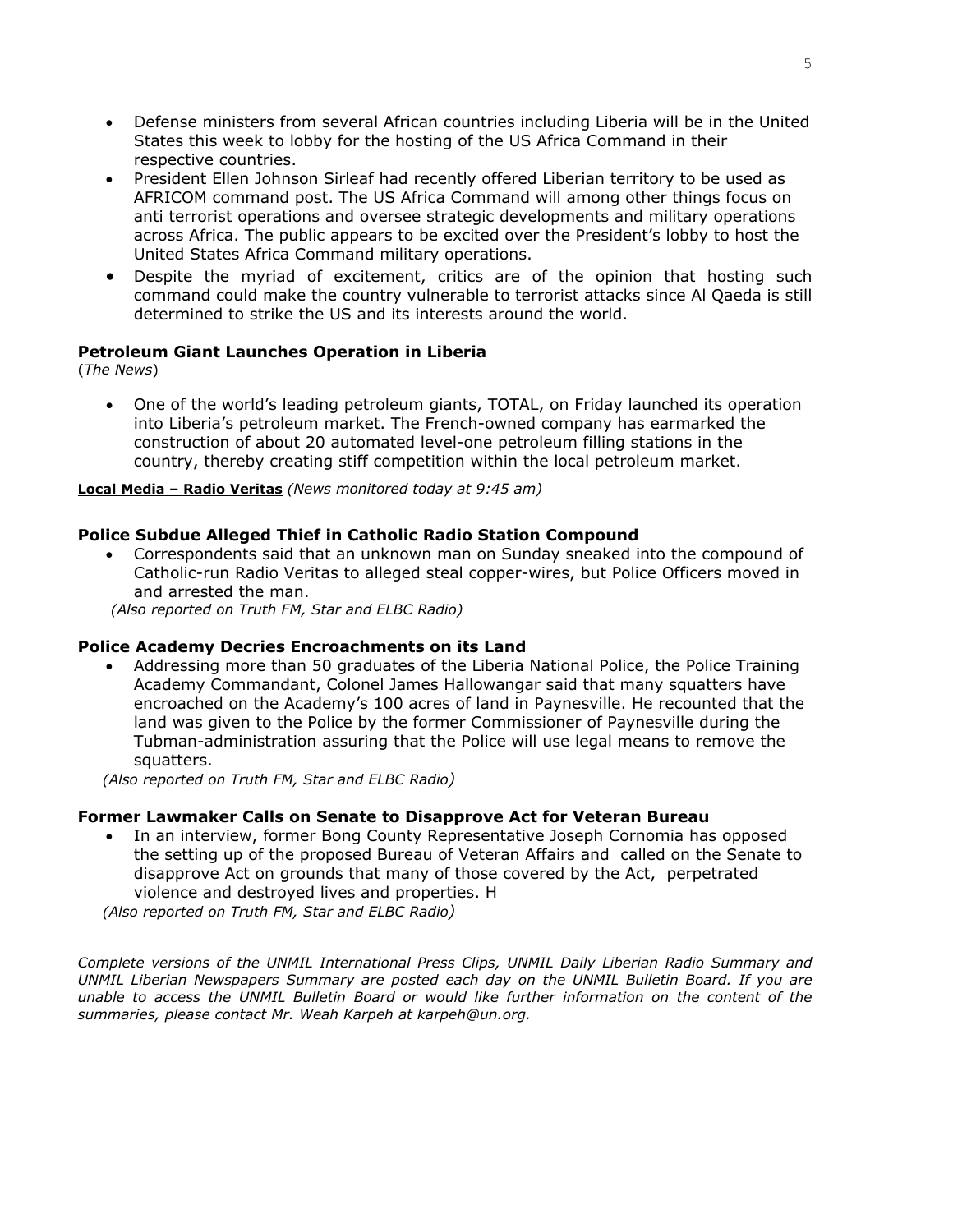- Defense ministers from several African countries including Liberia will be in the United States this week to lobby for the hosting of the US Africa Command in their respective countries.
- President Ellen Johnson Sirleaf had recently offered Liberian territory to be used as AFRICOM command post. The US Africa Command will among other things focus on anti terrorist operations and oversee strategic developments and military operations across Africa. The public appears to be excited over the President's lobby to host the United States Africa Command military operations.
- Despite the myriad of excitement, critics are of the opinion that hosting such command could make the country vulnerable to terrorist attacks since Al Qaeda is still determined to strike the US and its interests around the world.

**Petroleum Giant Launches Operation in Liberia**
(*The News*)

- One of the world's leading petroleum giants, TOTAL, on Friday launched its operation into Liberia's petroleum market. The French-owned company has earmarked the construction of about 20 automated level-one petroleum filling stations in the country, thereby creating stiff competition within the local petroleum market.

**Local Media – Radio Veritas** *(News monitored today at 9:45 am)*

**Police Subdue Alleged Thief in Catholic Radio Station Compound**

- Correspondents said that an unknown man on Sunday sneaked into the compound of Catholic-run Radio Veritas to alleged steal copper-wires, but Police Officers moved in and arrested the man.

*(Also reported on Truth FM, Star and ELBC Radio)*

**Police Academy Decries Encroachments on its Land**

- Addressing more than 50 graduates of the Liberia National Police, the Police Training Academy Commandant, Colonel James Hallowangar said that many squatters have encroached on the Academy's 100 acres of land in Paynesville. He recounted that the land was given to the Police by the former Commissioner of Paynesville during the Tubman-administration assuring that the Police will use legal means to remove the squatters.

*(Also reported on Truth FM, Star and ELBC Radio)*

**Former Lawmaker Calls on Senate to Disapprove Act for Veteran Bureau**

- In an interview, former Bong County Representative Joseph Cornomia has opposed the setting up of the proposed Bureau of Veteran Affairs and called on the Senate to disapprove Act on grounds that many of those covered by the Act, perpetrated violence and destroyed lives and properties. H

*(Also reported on Truth FM, Star and ELBC Radio)*

*Complete versions of the UNMIL International Press Clips, UNMIL Daily Liberian Radio Summary and UNMIL Liberian Newspapers Summary are posted each day on the UNMIL Bulletin Board. If you are unable to access the UNMIL Bulletin Board or would like further information on the content of the summaries, please contact Mr. Weah Karpeh at karpeh@un.org.*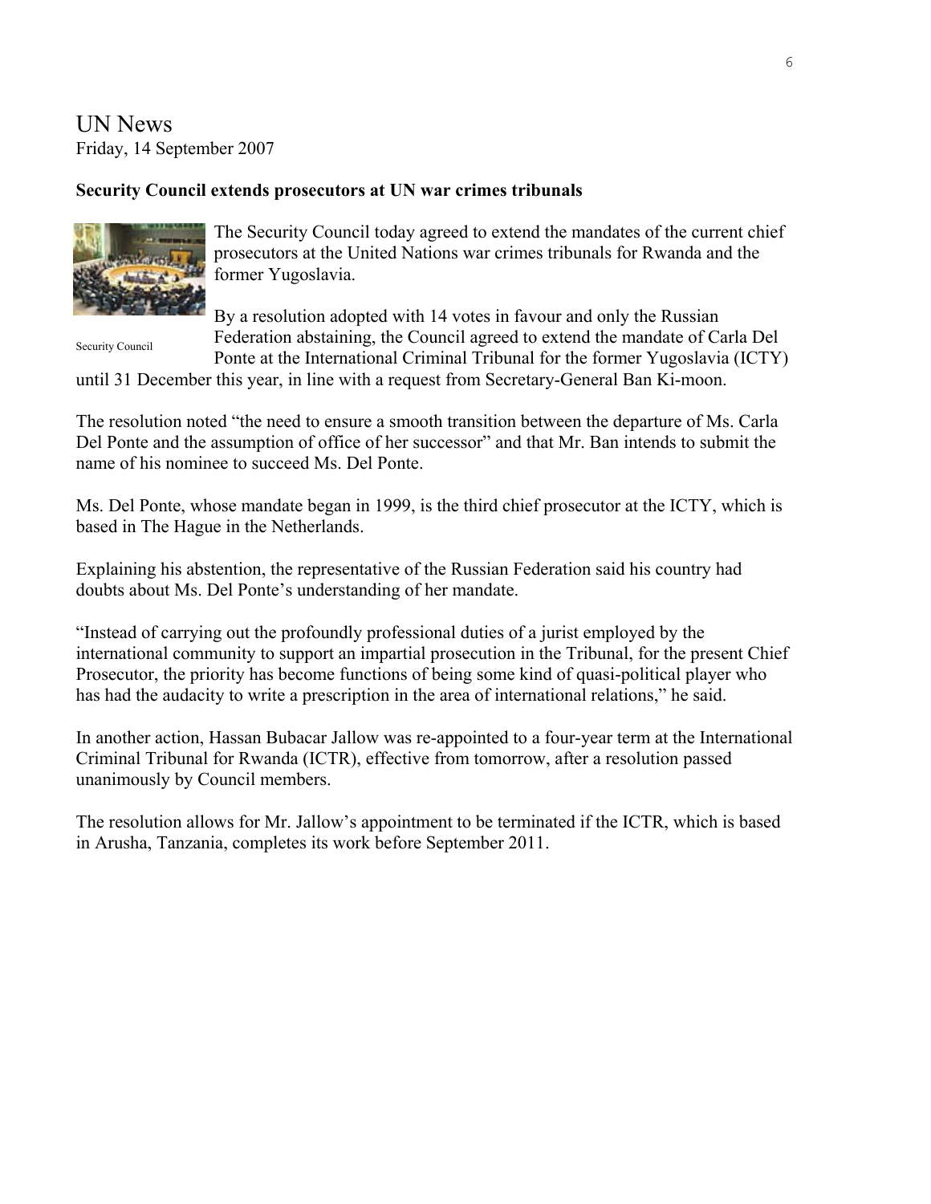# UN News

Friday, 14 September 2007

**Security Council extends prosecutors at UN war crimes tribunals**

Security Council

The Security Council today agreed to extend the mandates of the current chief prosecutors at the United Nations war crimes tribunals for Rwanda and the former Yugoslavia.

By a resolution adopted with 14 votes in favour and only the Russian Federation abstaining, the Council agreed to extend the mandate of Carla Del Ponte at the International Criminal Tribunal for the former Yugoslavia (ICTY) until 31 December this year, in line with a request from Secretary-General Ban Ki-moon.

The resolution noted "the need to ensure a smooth transition between the departure of Ms. Carla Del Ponte and the assumption of office of her successor" and that Mr. Ban intends to submit the name of his nominee to succeed Ms. Del Ponte.

Ms. Del Ponte, whose mandate began in 1999, is the third chief prosecutor at the ICTY, which is based in The Hague in the Netherlands.

Explaining his abstention, the representative of the Russian Federation said his country had doubts about Ms. Del Ponte's understanding of her mandate.

"Instead of carrying out the profoundly professional duties of a jurist employed by the international community to support an impartial prosecution in the Tribunal, for the present Chief Prosecutor, the priority has become functions of being some kind of quasi-political player who has had the audacity to write a prescription in the area of international relations," he said.

In another action, Hassan Bubacar Jallow was re-appointed to a four-year term at the International Criminal Tribunal for Rwanda (ICTR), effective from tomorrow, after a resolution passed unanimously by Council members.

The resolution allows for Mr. Jallow's appointment to be terminated if the ICTR, which is based in Arusha, Tanzania, completes its work before September 2011.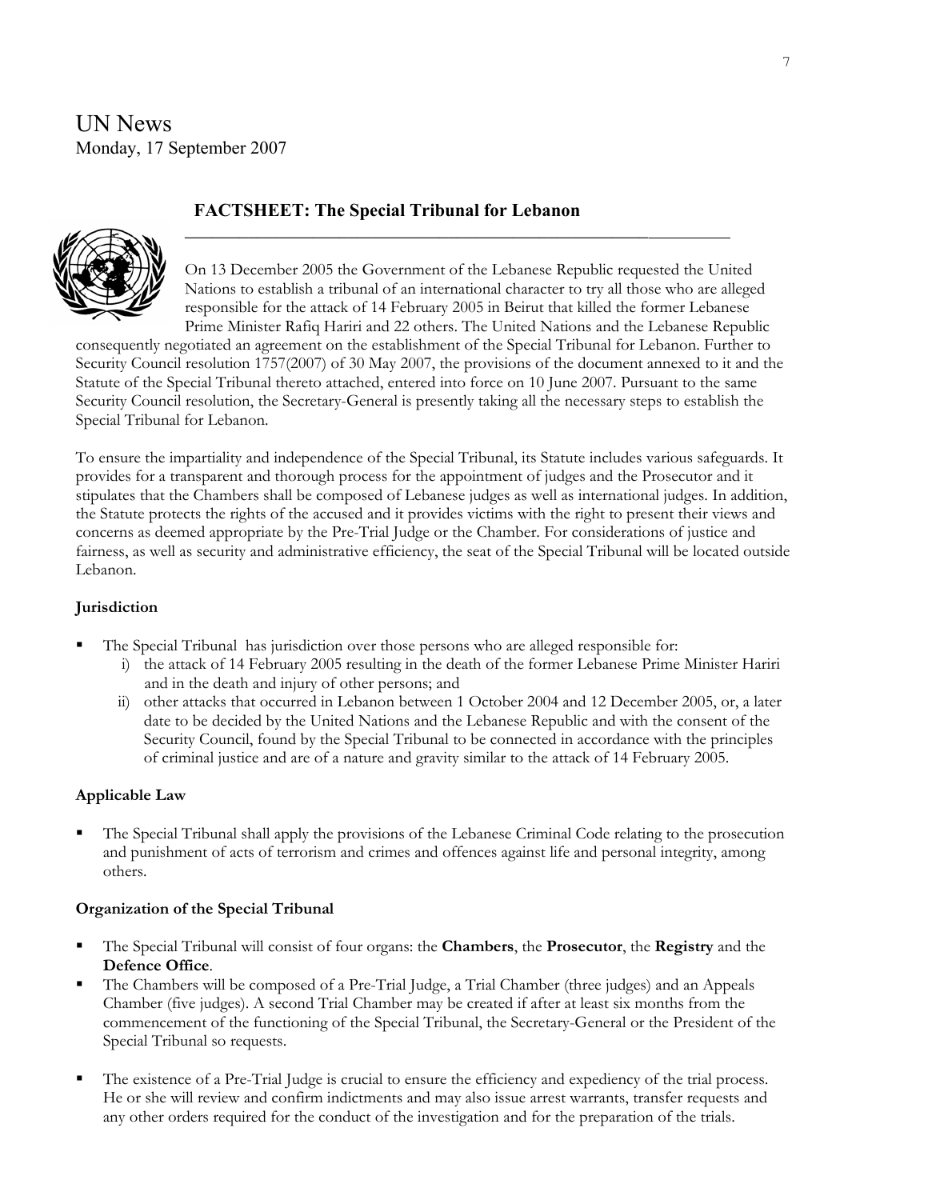# UN News

Monday, 17 September 2007

## FACTSHEET: The Special Tribunal for Lebanon

On 13 December 2005 the Government of the Lebanese Republic requested the United Nations to establish a tribunal of an international character to try all those who are alleged responsible for the attack of 14 February 2005 in Beirut that killed the former Lebanese Prime Minister Rafiq Hariri and 22 others. The United Nations and the Lebanese Republic consequently negotiated an agreement on the establishment of the Special Tribunal for Lebanon. Further to Security Council resolution 1757(2007) of 30 May 2007, the provisions of the document annexed to it and the Statute of the Special Tribunal thereto attached, entered into force on 10 June 2007. Pursuant to the same Security Council resolution, the Secretary-General is presently taking all the necessary steps to establish the Special Tribunal for Lebanon.

To ensure the impartiality and independence of the Special Tribunal, its Statute includes various safeguards. It provides for a transparent and thorough process for the appointment of judges and the Prosecutor and it stipulates that the Chambers shall be composed of Lebanese judges as well as international judges. In addition, the Statute protects the rights of the accused and it provides victims with the right to present their views and concerns as deemed appropriate by the Pre-Trial Judge or the Chamber. For considerations of justice and fairness, as well as security and administrative efficiency, the seat of the Special Tribunal will be located outside Lebanon.

### Jurisdiction

- The Special Tribunal has jurisdiction over those persons who are alleged responsible for:
  - i) the attack of 14 February 2005 resulting in the death of the former Lebanese Prime Minister Hariri and in the death and injury of other persons; and
  - ii) other attacks that occurred in Lebanon between 1 October 2004 and 12 December 2005, or, a later date to be decided by the United Nations and the Lebanese Republic and with the consent of the Security Council, found by the Special Tribunal to be connected in accordance with the principles of criminal justice and are of a nature and gravity similar to the attack of 14 February 2005.

### Applicable Law

- The Special Tribunal shall apply the provisions of the Lebanese Criminal Code relating to the prosecution and punishment of acts of terrorism and crimes and offences against life and personal integrity, among others.

### Organization of the Special Tribunal

- The Special Tribunal will consist of four organs: the **Chambers**, the **Prosecutor**, the **Registry** and the **Defence Office**.
- The Chambers will be composed of a Pre-Trial Judge, a Trial Chamber (three judges) and an Appeals Chamber (five judges). A second Trial Chamber may be created if after at least six months from the commencement of the functioning of the Special Tribunal, the Secretary-General or the President of the Special Tribunal so requests.
- The existence of a Pre-Trial Judge is crucial to ensure the efficiency and expediency of the trial process. He or she will review and confirm indictments and may also issue arrest warrants, transfer requests and any other orders required for the conduct of the investigation and for the preparation of the trials.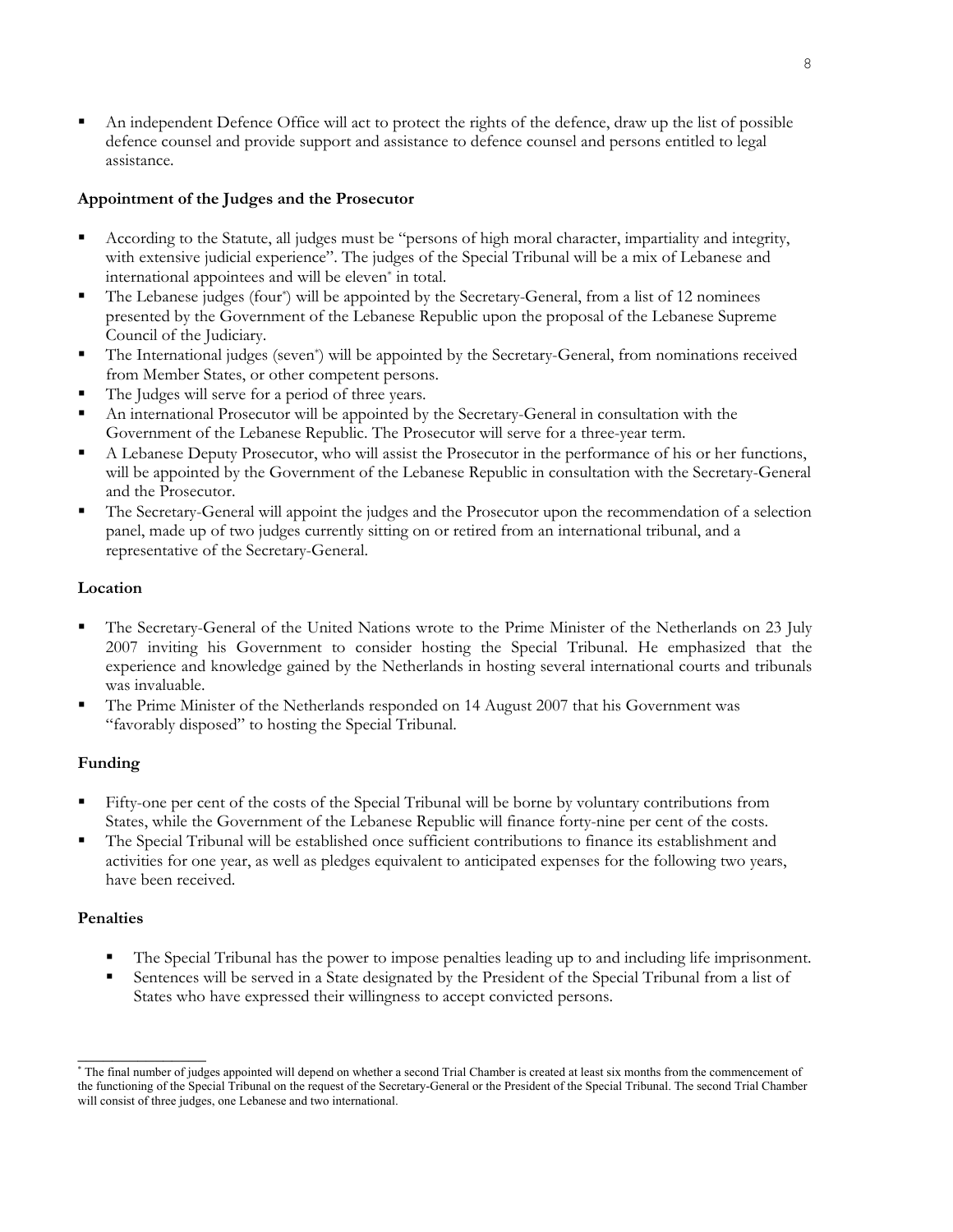- An independent Defence Office will act to protect the rights of the defence, draw up the list of possible defence counsel and provide support and assistance to defence counsel and persons entitled to legal assistance.

**Appointment of the Judges and the Prosecutor**

- According to the Statute, all judges must be "persons of high moral character, impartiality and integrity, with extensive judicial experience". The judges of the Special Tribunal will be a mix of Lebanese and international appointees and will be eleven* in total.
- The Lebanese judges (four*) will be appointed by the Secretary-General, from a list of 12 nominees presented by the Government of the Lebanese Republic upon the proposal of the Lebanese Supreme Council of the Judiciary.
- The International judges (seven*) will be appointed by the Secretary-General, from nominations received from Member States, or other competent persons.
- The Judges will serve for a period of three years.
- An international Prosecutor will be appointed by the Secretary-General in consultation with the Government of the Lebanese Republic. The Prosecutor will serve for a three-year term.
- A Lebanese Deputy Prosecutor, who will assist the Prosecutor in the performance of his or her functions, will be appointed by the Government of the Lebanese Republic in consultation with the Secretary-General and the Prosecutor.
- The Secretary-General will appoint the judges and the Prosecutor upon the recommendation of a selection panel, made up of two judges currently sitting on or retired from an international tribunal, and a representative of the Secretary-General.

**Location**

- The Secretary-General of the United Nations wrote to the Prime Minister of the Netherlands on 23 July 2007 inviting his Government to consider hosting the Special Tribunal. He emphasized that the experience and knowledge gained by the Netherlands in hosting several international courts and tribunals was invaluable.
- The Prime Minister of the Netherlands responded on 14 August 2007 that his Government was "favorably disposed" to hosting the Special Tribunal.

**Funding**

- Fifty-one per cent of the costs of the Special Tribunal will be borne by voluntary contributions from States, while the Government of the Lebanese Republic will finance forty-nine per cent of the costs.
- The Special Tribunal will be established once sufficient contributions to finance its establishment and activities for one year, as well as pledges equivalent to anticipated expenses for the following two years, have been received.

**Penalties**

- The Special Tribunal has the power to impose penalties leading up to and including life imprisonment.
- Sentences will be served in a State designated by the President of the Special Tribunal from a list of States who have expressed their willingness to accept convicted persons.

---

* The final number of judges appointed will depend on whether a second Trial Chamber is created at least six months from the commencement of the functioning of the Special Tribunal on the request of the Secretary-General or the President of the Special Tribunal. The second Trial Chamber will consist of three judges, one Lebanese and two international.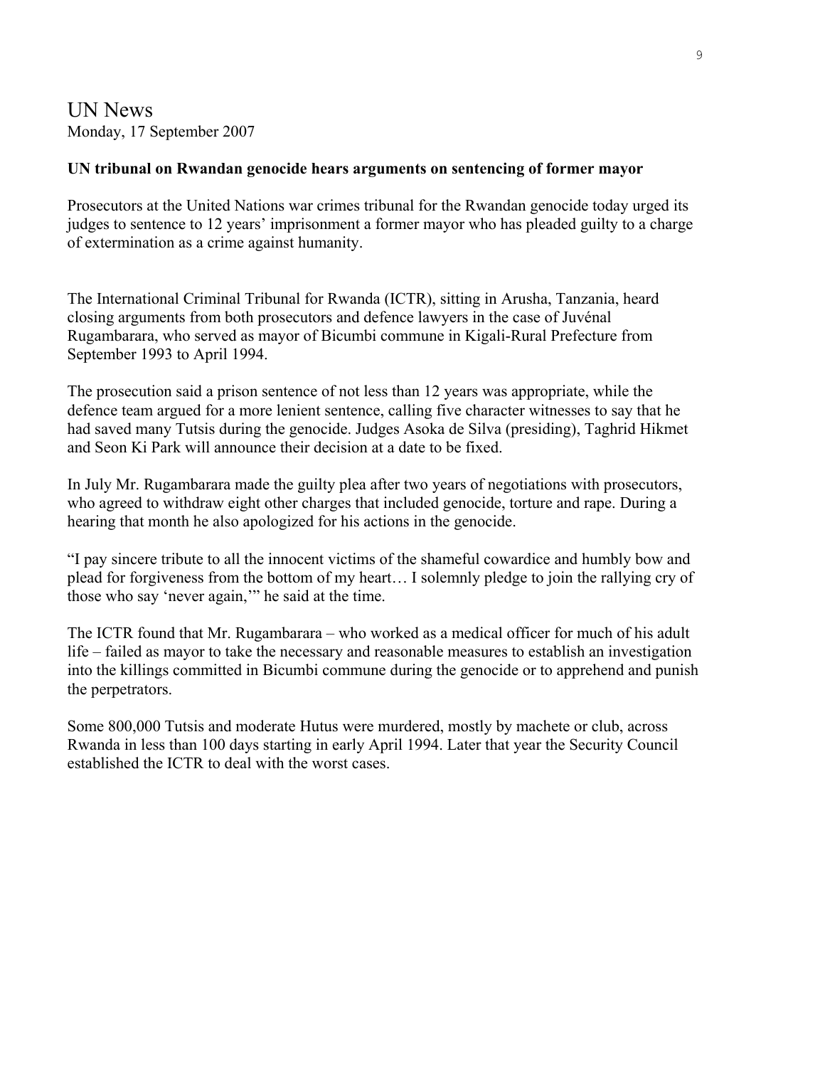# UN News

Monday, 17 September 2007

**UN tribunal on Rwandan genocide hears arguments on sentencing of former mayor**

Prosecutors at the United Nations war crimes tribunal for the Rwandan genocide today urged its judges to sentence to 12 years' imprisonment a former mayor who has pleaded guilty to a charge of extermination as a crime against humanity.

The International Criminal Tribunal for Rwanda (ICTR), sitting in Arusha, Tanzania, heard closing arguments from both prosecutors and defence lawyers in the case of Juvénal Rugambarara, who served as mayor of Bicumbi commune in Kigali-Rural Prefecture from September 1993 to April 1994.

The prosecution said a prison sentence of not less than 12 years was appropriate, while the defence team argued for a more lenient sentence, calling five character witnesses to say that he had saved many Tutsis during the genocide. Judges Asoka de Silva (presiding), Taghrid Hikmet and Seon Ki Park will announce their decision at a date to be fixed.

In July Mr. Rugambarara made the guilty plea after two years of negotiations with prosecutors, who agreed to withdraw eight other charges that included genocide, torture and rape. During a hearing that month he also apologized for his actions in the genocide.

"I pay sincere tribute to all the innocent victims of the shameful cowardice and humbly bow and plead for forgiveness from the bottom of my heart… I solemnly pledge to join the rallying cry of those who say 'never again,'" he said at the time.

The ICTR found that Mr. Rugambarara – who worked as a medical officer for much of his adult life – failed as mayor to take the necessary and reasonable measures to establish an investigation into the killings committed in Bicumbi commune during the genocide or to apprehend and punish the perpetrators.

Some 800,000 Tutsis and moderate Hutus were murdered, mostly by machete or club, across Rwanda in less than 100 days starting in early April 1994. Later that year the Security Council established the ICTR to deal with the worst cases.